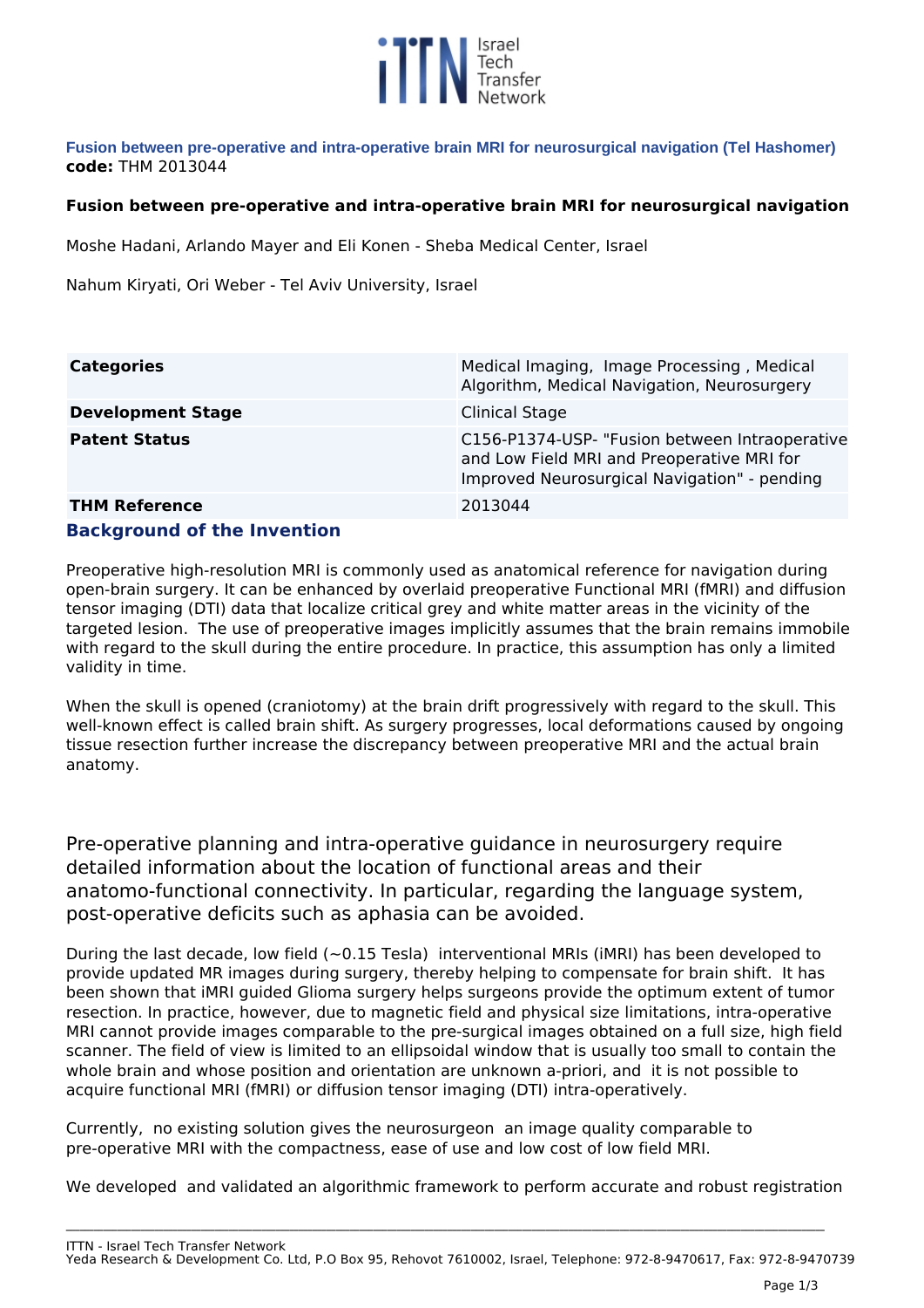**Fusion between pre-operative and intra-operative brain MRI for neurosurgical navigation (Tel Hashomer)**
**code:** THM 2013044

## Fusion between pre-operative and intra-operative brain MRI for neurosurgical navigation

Moshe Hadani, Arlando Mayer and Eli Konen - Sheba Medical Center, Israel

Nahum Kiryati, Ori Weber - Tel Aviv University, Israel

| | |
|---|---|
| **Categories** | Medical Imaging, Image Processing , Medical Algorithm, Medical Navigation, Neurosurgery |
| **Development Stage** | Clinical Stage |
| **Patent Status** | C156-P1374-USP- "Fusion between Intraoperative and Low Field MRI and Preoperative MRI for Improved Neurosurgical Navigation" - pending |
| **THM Reference** | 2013044 |

### Background of the Invention

Preoperative high-resolution MRI is commonly used as anatomical reference for navigation during open-brain surgery. It can be enhanced by overlaid preoperative Functional MRI (fMRI) and diffusion tensor imaging (DTI) data that localize critical grey and white matter areas in the vicinity of the targeted lesion. The use of preoperative images implicitly assumes that the brain remains immobile with regard to the skull during the entire procedure. In practice, this assumption has only a limited validity in time.

When the skull is opened (craniotomy) at the brain drift progressively with regard to the skull. This well-known effect is called brain shift. As surgery progresses, local deformations caused by ongoing tissue resection further increase the discrepancy between preoperative MRI and the actual brain anatomy.

Pre-operative planning and intra-operative guidance in neurosurgery require detailed information about the location of functional areas and their anatomo-functional connectivity. In particular, regarding the language system, post-operative deficits such as aphasia can be avoided.

During the last decade, low field (~0.15 Tesla) interventional MRIs (iMRI) has been developed to provide updated MR images during surgery, thereby helping to compensate for brain shift. It has been shown that iMRI guided Glioma surgery helps surgeons provide the optimum extent of tumor resection. In practice, however, due to magnetic field and physical size limitations, intra-operative MRI cannot provide images comparable to the pre-surgical images obtained on a full size, high field scanner. The field of view is limited to an ellipsoidal window that is usually too small to contain the whole brain and whose position and orientation are unknown a-priori, and it is not possible to acquire functional MRI (fMRI) or diffusion tensor imaging (DTI) intra-operatively.

Currently, no existing solution gives the neurosurgeon an image quality comparable to pre-operative MRI with the compactness, ease of use and low cost of low field MRI.

We developed and validated an algorithmic framework to perform accurate and robust registration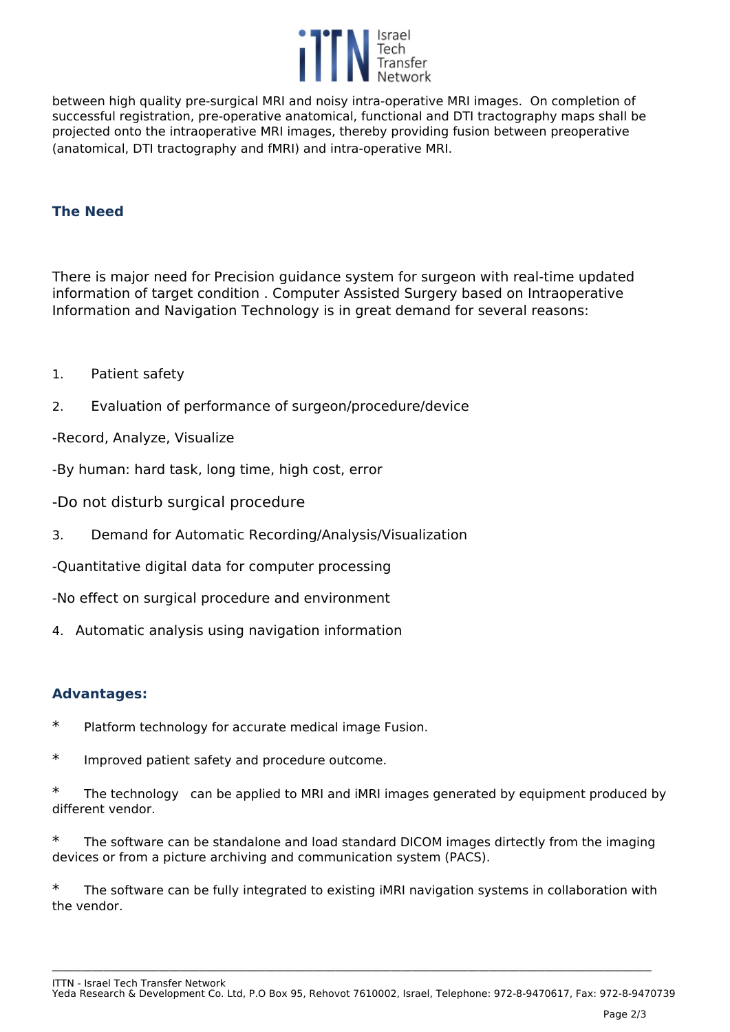between high quality pre-surgical MRI and noisy intra-operative MRI images. On completion of successful registration, pre-operative anatomical, functional and DTI tractography maps shall be projected onto the intraoperative MRI images, thereby providing fusion between preoperative (anatomical, DTI tractography and fMRI) and intra-operative MRI.

## The Need

There is major need for Precision guidance system for surgeon with real-time updated information of target condition . Computer Assisted Surgery based on Intraoperative Information and Navigation Technology is in great demand for several reasons:

1. Patient safety
2. Evaluation of performance of surgeon/procedure/device

-Record, Analyze, Visualize

-By human: hard task, long time, high cost, error

-Do not disturb surgical procedure

3. Demand for Automatic Recording/Analysis/Visualization

-Quantitative digital data for computer processing

-No effect on surgical procedure and environment

4. Automatic analysis using navigation information

## Advantages:

* Platform technology for accurate medical image Fusion.

* Improved patient safety and procedure outcome.

* The technology can be applied to MRI and iMRI images generated by equipment produced by different vendor.

* The software can be standalone and load standard DICOM images dirtectly from the imaging devices or from a picture archiving and communication system (PACS).

* The software can be fully integrated to existing iMRI navigation systems in collaboration with the vendor.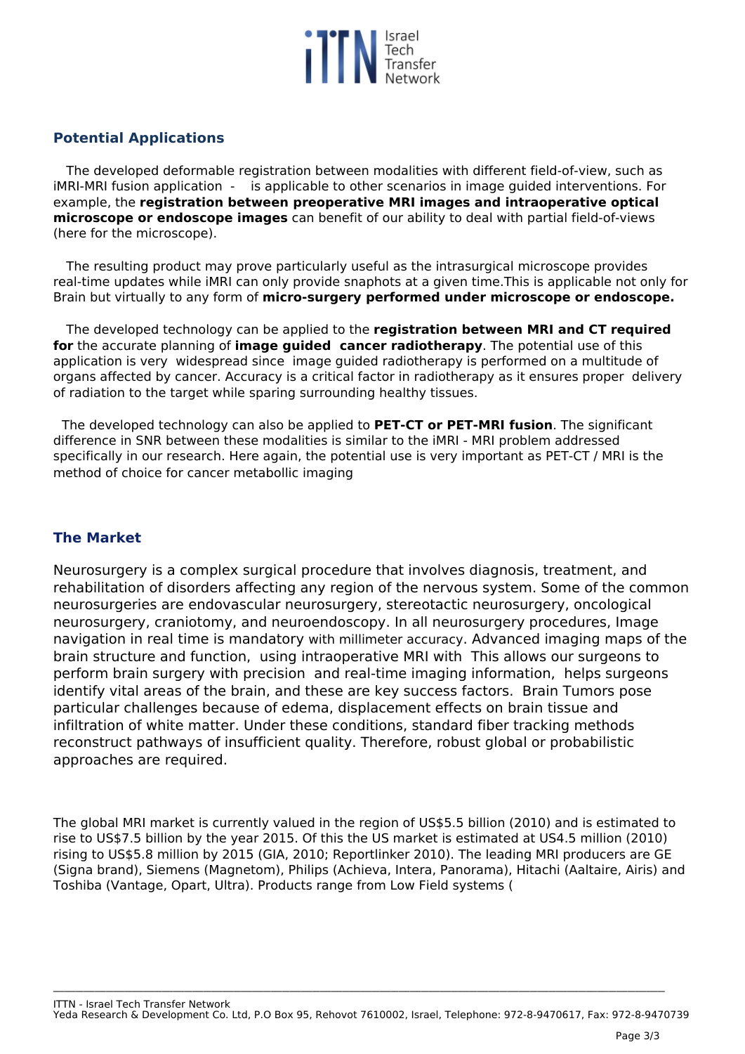## Potential Applications

The developed deformable registration between modalities with different field-of-view, such as iMRI-MRI fusion application - is applicable to other scenarios in image guided interventions. For example, the **registration between preoperative MRI images and intraoperative optical microscope or endoscope images** can benefit of our ability to deal with partial field-of-views (here for the microscope).

The resulting product may prove particularly useful as the intrasurgical microscope provides real-time updates while iMRI can only provide snaphots at a given time.This is applicable not only for Brain but virtually to any form of **micro-surgery performed under microscope or endoscope.**

The developed technology can be applied to the **registration between MRI and CT required for** the accurate planning of **image guided cancer radiotherapy**. The potential use of this application is very widespread since image guided radiotherapy is performed on a multitude of organs affected by cancer. Accuracy is a critical factor in radiotherapy as it ensures proper delivery of radiation to the target while sparing surrounding healthy tissues.

The developed technology can also be applied to **PET-CT or PET-MRI fusion**. The significant difference in SNR between these modalities is similar to the iMRI - MRI problem addressed specifically in our research. Here again, the potential use is very important as PET-CT / MRI is the method of choice for cancer metabollic imaging

## The Market

Neurosurgery is a complex surgical procedure that involves diagnosis, treatment, and rehabilitation of disorders affecting any region of the nervous system. Some of the common neurosurgeries are endovascular neurosurgery, stereotactic neurosurgery, oncological neurosurgery, craniotomy, and neuroendoscopy. In all neurosurgery procedures, Image navigation in real time is mandatory with millimeter accuracy. Advanced imaging maps of the brain structure and function, using intraoperative MRI with This allows our surgeons to perform brain surgery with precision and real-time imaging information, helps surgeons identify vital areas of the brain, and these are key success factors. Brain Tumors pose particular challenges because of edema, displacement effects on brain tissue and infiltration of white matter. Under these conditions, standard fiber tracking methods reconstruct pathways of insufficient quality. Therefore, robust global or probabilistic approaches are required.

The global MRI market is currently valued in the region of US$5.5 billion (2010) and is estimated to rise to US$7.5 billion by the year 2015. Of this the US market is estimated at US4.5 million (2010) rising to US$5.8 million by 2015 (GIA, 2010; Reportlinker 2010). The leading MRI producers are GE (Signa brand), Siemens (Magnetom), Philips (Achieva, Intera, Panorama), Hitachi (Aaltaire, Airis) and Toshiba (Vantage, Opart, Ultra). Products range from Low Field systems (

ITTN - Israel Tech Transfer Network
Yeda Research & Development Co. Ltd, P.O Box 95, Rehovot 7610002, Israel, Telephone: 972-8-9470617, Fax: 972-8-9470739